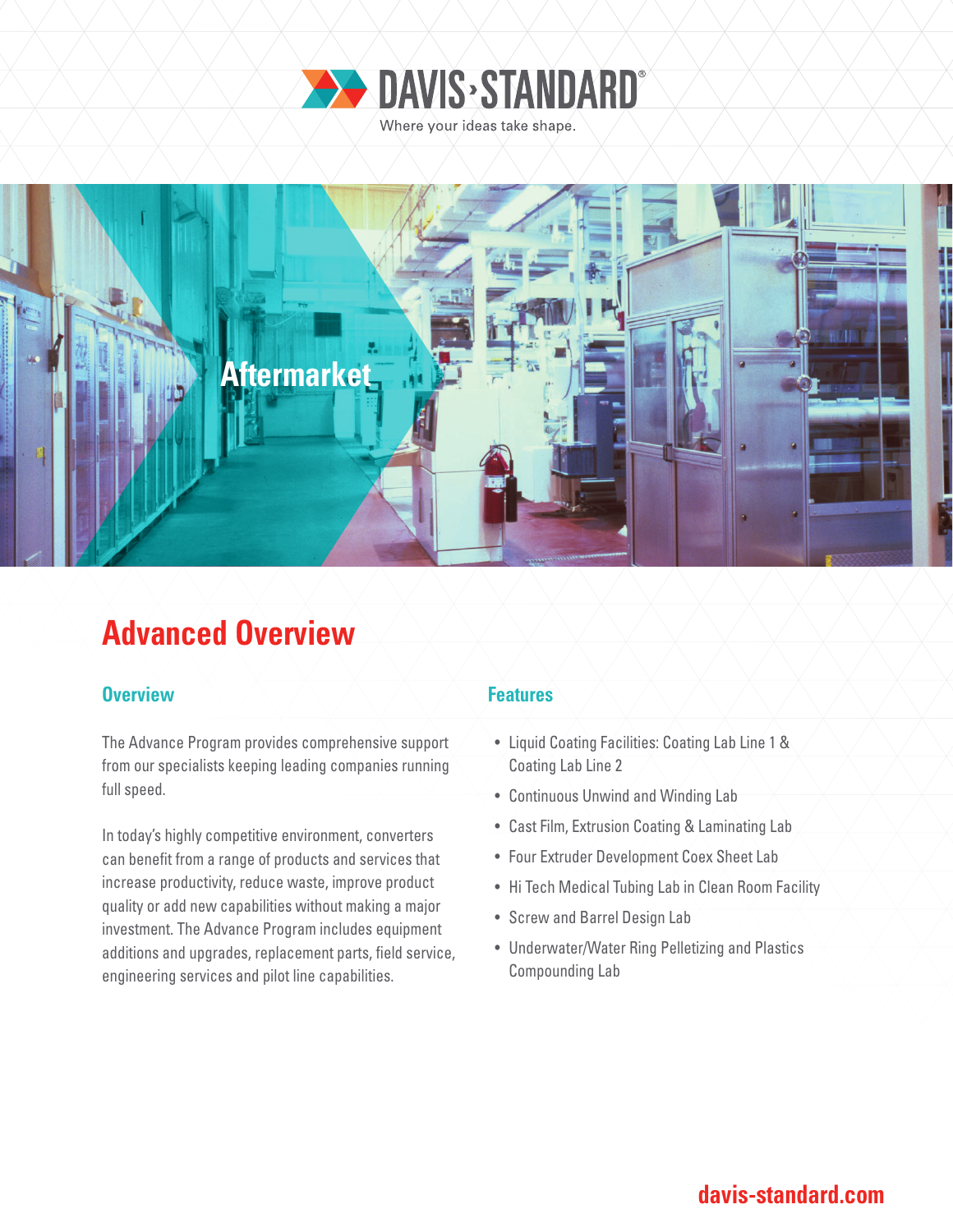DAVIS·STANDARD®

Where your ideas take shape.

Aftermarket

# Advanced Overview

## Overview

The Advance Program provides comprehensive support from our specialists keeping leading companies running full speed.

In today's highly competitive environment, converters can benefit from a range of products and services that increase productivity, reduce waste, improve product quality or add new capabilities without making a major investment. The Advance Program includes equipment additions and upgrades, replacement parts, field service, engineering services and pilot line capabilities.

## Features

- Liquid Coating Facilities: Coating Lab Line 1 & Coating Lab Line 2
- Continuous Unwind and Winding Lab
- Cast Film, Extrusion Coating & Laminating Lab
- Four Extruder Development Coex Sheet Lab
- Hi Tech Medical Tubing Lab in Clean Room Facility
- Screw and Barrel Design Lab
- Underwater/Water Ring Pelletizing and Plastics Compounding Lab

davis-standard.com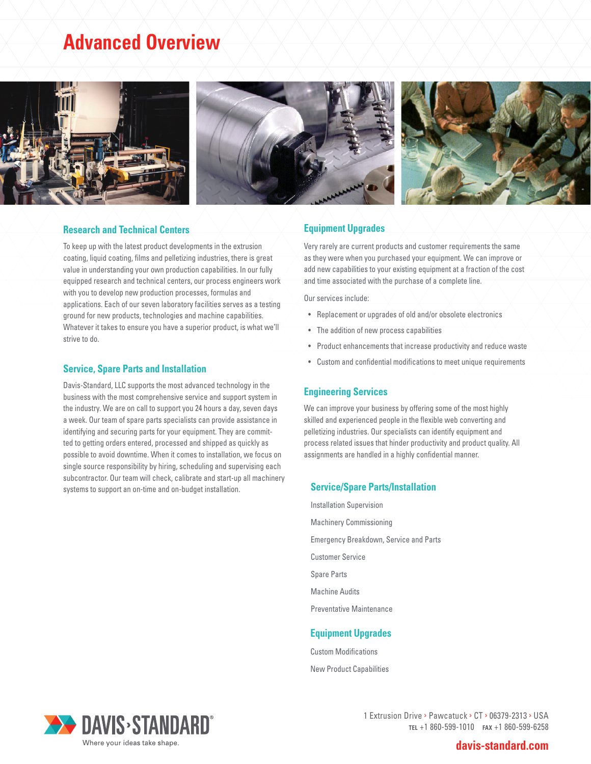# Advanced Overview

## Research and Technical Centers

To keep up with the latest product developments in the extrusion coating, liquid coating, films and pelletizing industries, there is great value in understanding your own production capabilities. In our fully equipped research and technical centers, our process engineers work with you to develop new production processes, formulas and applications. Each of our seven laboratory facilities serves as a testing ground for new products, technologies and machine capabilities. Whatever it takes to ensure you have a superior product, is what we'll strive to do.

## Service, Spare Parts and Installation

Davis-Standard, LLC supports the most advanced technology in the business with the most comprehensive service and support system in the industry. We are on call to support you 24 hours a day, seven days a week. Our team of spare parts specialists can provide assistance in identifying and securing parts for your equipment. They are committed to getting orders entered, processed and shipped as quickly as possible to avoid downtime. When it comes to installation, we focus on single source responsibility by hiring, scheduling and supervising each subcontractor. Our team will check, calibrate and start-up all machinery systems to support an on-time and on-budget installation.

## Equipment Upgrades

Very rarely are current products and customer requirements the same as they were when you purchased your equipment. We can improve or add new capabilities to your existing equipment at a fraction of the cost and time associated with the purchase of a complete line.

Our services include:

- Replacement or upgrades of old and/or obsolete electronics
- The addition of new process capabilities
- Product enhancements that increase productivity and reduce waste
- Custom and confidential modifications to meet unique requirements

## Engineering Services

We can improve your business by offering some of the most highly skilled and experienced people in the flexible web converting and pelletizing industries. Our specialists can identify equipment and process related issues that hinder productivity and product quality. All assignments are handled in a highly confidential manner.

### Service/Spare Parts/Installation

Installation Supervision

Machinery Commissioning

Emergency Breakdown, Service and Parts

Customer Service

Spare Parts

Machine Audits

Preventative Maintenance

### Equipment Upgrades

Custom Modifications

New Product Capabilities

DAVIS-STANDARD®

Where your ideas take shape.

1 Extrusion Drive › Pawcatuck › CT › 06379-2313 › USA

TEL +1 860-599-1010 FAX +1 860-599-6258

davis-standard.com